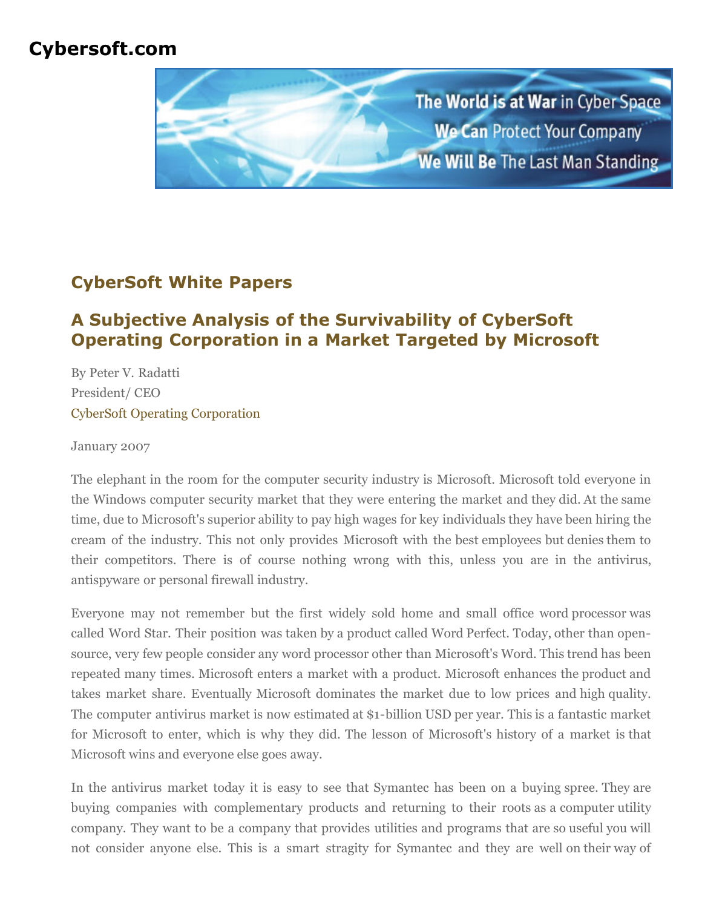# Cybersoft.com

## CyberSoft White Papers

## A Subjective Analysis of the Survivability of CyberSoft Operating Corporation in a Market Targeted by Microsoft

By Peter V. Radatti
President/ CEO
CyberSoft Operating Corporation

January 2007

The elephant in the room for the computer security industry is Microsoft. Microsoft told everyone in the Windows computer security market that they were entering the market and they did. At the same time, due to Microsoft's superior ability to pay high wages for key individuals they have been hiring the cream of the industry. This not only provides Microsoft with the best employees but denies them to their competitors. There is of course nothing wrong with this, unless you are in the antivirus, antispyware or personal firewall industry.

Everyone may not remember but the first widely sold home and small office word processor was called Word Star. Their position was taken by a product called Word Perfect. Today, other than open-source, very few people consider any word processor other than Microsoft's Word. This trend has been repeated many times. Microsoft enters a market with a product. Microsoft enhances the product and takes market share. Eventually Microsoft dominates the market due to low prices and high quality. The computer antivirus market is now estimated at $1-billion USD per year. This is a fantastic market for Microsoft to enter, which is why they did. The lesson of Microsoft's history of a market is that Microsoft wins and everyone else goes away.

In the antivirus market today it is easy to see that Symantec has been on a buying spree. They are buying companies with complementary products and returning to their roots as a computer utility company. They want to be a company that provides utilities and programs that are so useful you will not consider anyone else. This is a smart stragity for Symantec and they are well on their way of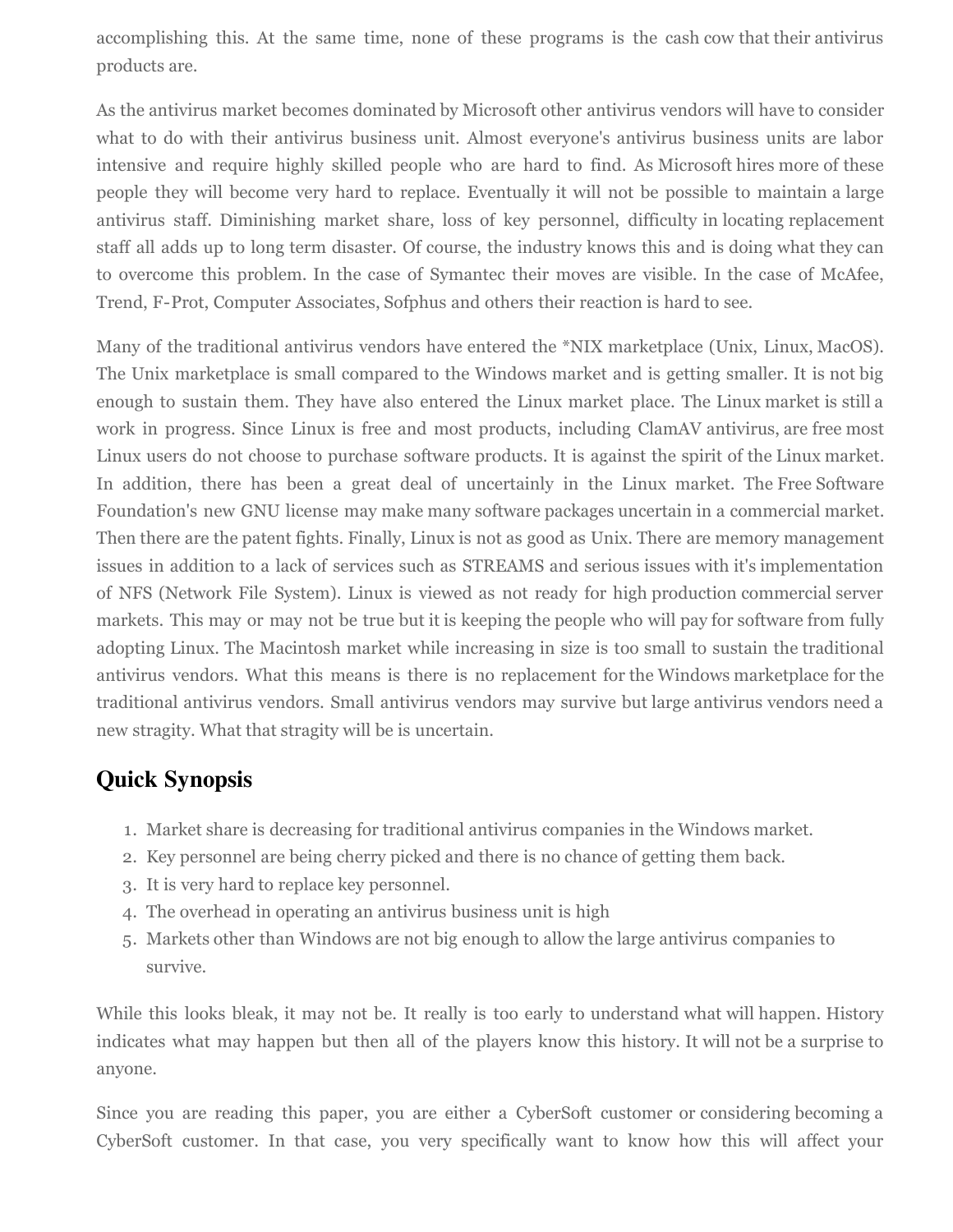accomplishing this. At the same time, none of these programs is the cash cow that their antivirus products are.

As the antivirus market becomes dominated by Microsoft other antivirus vendors will have to consider what to do with their antivirus business unit. Almost everyone's antivirus business units are labor intensive and require highly skilled people who are hard to find. As Microsoft hires more of these people they will become very hard to replace. Eventually it will not be possible to maintain a large antivirus staff. Diminishing market share, loss of key personnel, difficulty in locating replacement staff all adds up to long term disaster. Of course, the industry knows this and is doing what they can to overcome this problem. In the case of Symantec their moves are visible. In the case of McAfee, Trend, F-Prot, Computer Associates, Sofphus and others their reaction is hard to see.

Many of the traditional antivirus vendors have entered the *NIX marketplace (Unix, Linux, MacOS). The Unix marketplace is small compared to the Windows market and is getting smaller. It is not big enough to sustain them. They have also entered the Linux market place. The Linux market is still a work in progress. Since Linux is free and most products, including ClamAV antivirus, are free most Linux users do not choose to purchase software products. It is against the spirit of the Linux market. In addition, there has been a great deal of uncertainly in the Linux market. The Free Software Foundation's new GNU license may make many software packages uncertain in a commercial market. Then there are the patent fights. Finally, Linux is not as good as Unix. There are memory management issues in addition to a lack of services such as STREAMS and serious issues with it's implementation of NFS (Network File System). Linux is viewed as not ready for high production commercial server markets. This may or may not be true but it is keeping the people who will pay for software from fully adopting Linux. The Macintosh market while increasing in size is too small to sustain the traditional antivirus vendors. What this means is there is no replacement for the Windows marketplace for the traditional antivirus vendors. Small antivirus vendors may survive but large antivirus vendors need a new stragity. What that stragity will be is uncertain.

## Quick Synopsis

1. Market share is decreasing for traditional antivirus companies in the Windows market.
2. Key personnel are being cherry picked and there is no chance of getting them back.
3. It is very hard to replace key personnel.
4. The overhead in operating an antivirus business unit is high
5. Markets other than Windows are not big enough to allow the large antivirus companies to survive.

While this looks bleak, it may not be. It really is too early to understand what will happen. History indicates what may happen but then all of the players know this history. It will not be a surprise to anyone.

Since you are reading this paper, you are either a CyberSoft customer or considering becoming a CyberSoft customer. In that case, you very specifically want to know how this will affect your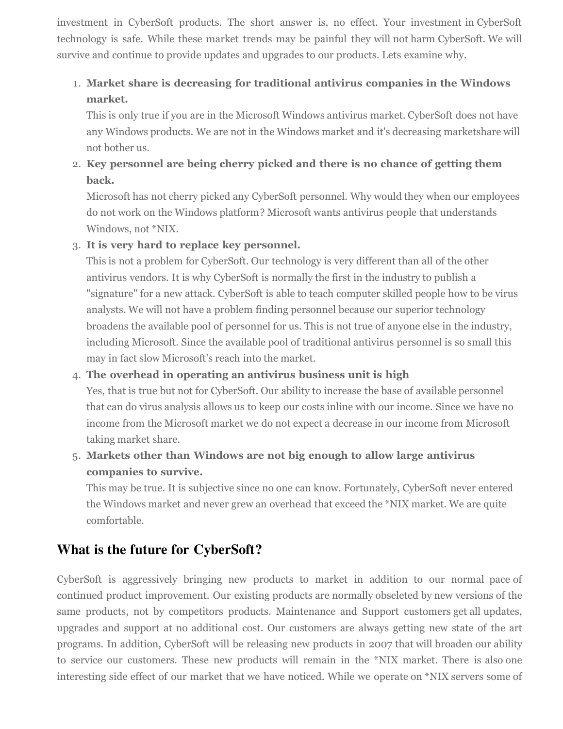investment in CyberSoft products. The short answer is, no effect. Your investment in CyberSoft technology is safe. While these market trends may be painful they will not harm CyberSoft. We will survive and continue to provide updates and upgrades to our products. Lets examine why.

1. **Market share is decreasing for traditional antivirus companies in the Windows market.**
   This is only true if you are in the Microsoft Windows antivirus market. CyberSoft does not have any Windows products. We are not in the Windows market and it's decreasing marketshare will not bother us.
2. **Key personnel are being cherry picked and there is no chance of getting them back.**
   Microsoft has not cherry picked any CyberSoft personnel. Why would they when our employees do not work on the Windows platform? Microsoft wants antivirus people that understands Windows, not *NIX.
3. **It is very hard to replace key personnel.**
   This is not a problem for CyberSoft. Our technology is very different than all of the other antivirus vendors. It is why CyberSoft is normally the first in the industry to publish a "signature" for a new attack. CyberSoft is able to teach computer skilled people how to be virus analysts. We will not have a problem finding personnel because our superior technology broadens the available pool of personnel for us. This is not true of anyone else in the industry, including Microsoft. Since the available pool of traditional antivirus personnel is so small this may in fact slow Microsoft's reach into the market.
4. **The overhead in operating an antivirus business unit is high**
   Yes, that is true but not for CyberSoft. Our ability to increase the base of available personnel that can do virus analysis allows us to keep our costs inline with our income. Since we have no income from the Microsoft market we do not expect a decrease in our income from Microsoft taking market share.
5. **Markets other than Windows are not big enough to allow large antivirus companies to survive.**
   This may be true. It is subjective since no one can know. Fortunately, CyberSoft never entered the Windows market and never grew an overhead that exceed the *NIX market. We are quite comfortable.

## What is the future for CyberSoft?

CyberSoft is aggressively bringing new products to market in addition to our normal pace of continued product improvement. Our existing products are normally obseleted by new versions of the same products, not by competitors products. Maintenance and Support customers get all updates, upgrades and support at no additional cost. Our customers are always getting new state of the art programs. In addition, CyberSoft will be releasing new products in 2007 that will broaden our ability to service our customers. These new products will remain in the *NIX market. There is also one interesting side effect of our market that we have noticed. While we operate on *NIX servers some of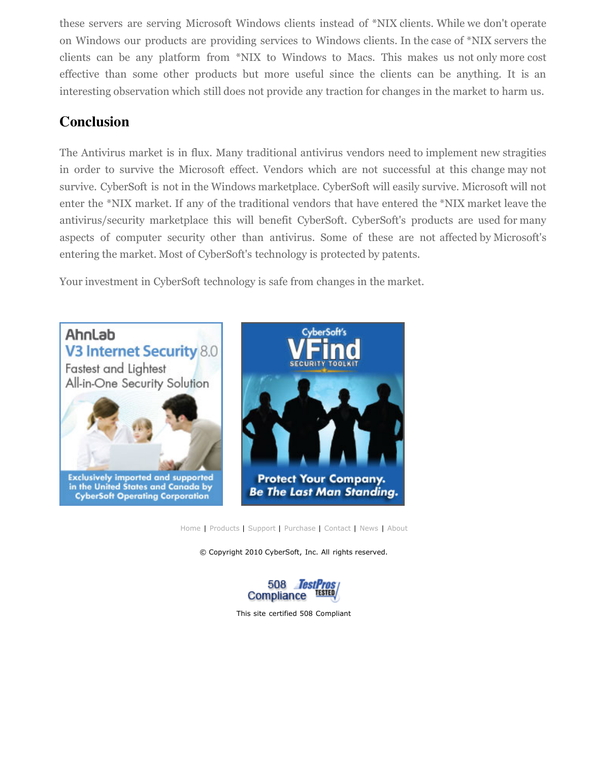these servers are serving Microsoft Windows clients instead of *NIX clients. While we don't operate on Windows our products are providing services to Windows clients. In the case of *NIX servers the clients can be any platform from *NIX to Windows to Macs. This makes us not only more cost effective than some other products but more useful since the clients can be anything. It is an interesting observation which still does not provide any traction for changes in the market to harm us.

## Conclusion

The Antivirus market is in flux. Many traditional antivirus vendors need to implement new stragities in order to survive the Microsoft effect. Vendors which are not successful at this change may not survive. CyberSoft is not in the Windows marketplace. CyberSoft will easily survive. Microsoft will not enter the *NIX market. If any of the traditional vendors that have entered the *NIX market leave the antivirus/security marketplace this will benefit CyberSoft. CyberSoft's products are used for many aspects of computer security other than antivirus. Some of these are not affected by Microsoft's entering the market. Most of CyberSoft's technology is protected by patents.

Your investment in CyberSoft technology is safe from changes in the market.

Home | Products | Support | Purchase | Contact | News | About

© Copyright 2010 CyberSoft, Inc. All rights reserved.

This site certified 508 Compliant